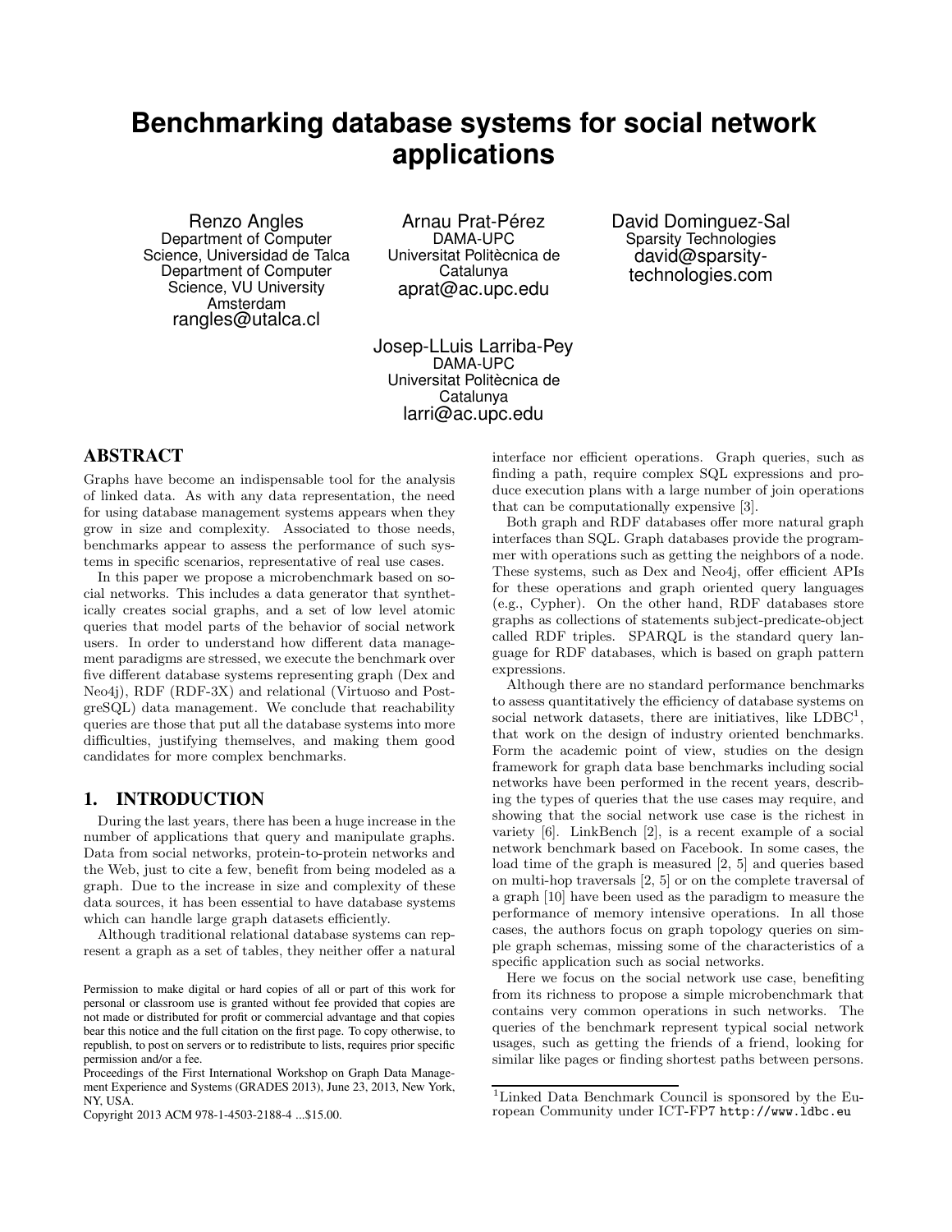# Benchmarking database systems for social network applications

Renzo Angles
Department of Computer Science, Universidad de Talca
Department of Computer Science, VU University Amsterdam
rangles@utalca.cl

Arnau Prat-Pérez
DAMA-UPC
Universitat Politècnica de Catalunya
aprat@ac.upc.edu

David Dominguez-Sal
Sparsity Technologies
david@sparsity-technologies.com

Josep-LLuis Larriba-Pey
DAMA-UPC
Universitat Politècnica de Catalunya
larri@ac.upc.edu

## ABSTRACT

Graphs have become an indispensable tool for the analysis of linked data. As with any data representation, the need for using database management systems appears when they grow in size and complexity. Associated to those needs, benchmarks appear to assess the performance of such systems in specific scenarios, representative of real use cases.

In this paper we propose a microbenchmark based on social networks. This includes a data generator that synthetically creates social graphs, and a set of low level atomic queries that model parts of the behavior of social network users. In order to understand how different data management paradigms are stressed, we execute the benchmark over five different database systems representing graph (Dex and Neo4j), RDF (RDF-3X) and relational (Virtuoso and PostgreSQL) data management. We conclude that reachability queries are those that put all the database systems into more difficulties, justifying themselves, and making them good candidates for more complex benchmarks.

## 1. INTRODUCTION

During the last years, there has been a huge increase in the number of applications that query and manipulate graphs. Data from social networks, protein-to-protein networks and the Web, just to cite a few, benefit from being modeled as a graph. Due to the increase in size and complexity of these data sources, it has been essential to have database systems which can handle large graph datasets efficiently.

Although traditional relational database systems can represent a graph as a set of tables, they neither offer a natural interface nor efficient operations. Graph queries, such as finding a path, require complex SQL expressions and produce execution plans with a large number of join operations that can be computationally expensive [3].

Both graph and RDF databases offer more natural graph interfaces than SQL. Graph databases provide the programmer with operations such as getting the neighbors of a node. These systems, such as Dex and Neo4j, offer efficient APIs for these operations and graph oriented query languages (e.g., Cypher). On the other hand, RDF databases store graphs as collections of statements subject-predicate-object called RDF triples. SPARQL is the standard query language for RDF databases, which is based on graph pattern expressions.

Although there are no standard performance benchmarks to assess quantitatively the efficiency of database systems on social network datasets, there are initiatives, like LDBC[1], that work on the design of industry oriented benchmarks. Form the academic point of view, studies on the design framework for graph data base benchmarks including social networks have been performed in the recent years, describing the types of queries that the use cases may require, and showing that the social network use case is the richest in variety [6]. LinkBench [2], is a recent example of a social network benchmark based on Facebook. In some cases, the load time of the graph is measured [2, 5] and queries based on multi-hop traversals [2, 5] or on the complete traversal of a graph [10] have been used as the paradigm to measure the performance of memory intensive operations. In all those cases, the authors focus on graph topology queries on simple graph schemas, missing some of the characteristics of a specific application such as social networks.

Here we focus on the social network use case, benefiting from its richness to propose a simple microbenchmark that contains very common operations in such networks. The queries of the benchmark represent typical social network usages, such as getting the friends of a friend, looking for similar like pages or finding shortest paths between persons.

[1] Linked Data Benchmark Council is sponsored by the European Community under ICT-FP7 http://www.ldbc.eu

Permission to make digital or hard copies of all or part of this work for personal or classroom use is granted without fee provided that copies are not made or distributed for profit or commercial advantage and that copies bear this notice and the full citation on the first page. To copy otherwise, to republish, to post on servers or to redistribute to lists, requires prior specific permission and/or a fee.
Proceedings of the First International Workshop on Graph Data Management Experience and Systems (GRADES 2013), June 23, 2013, New York, NY, USA.
Copyright 2013 ACM 978-1-4503-2188-4 ...$15.00.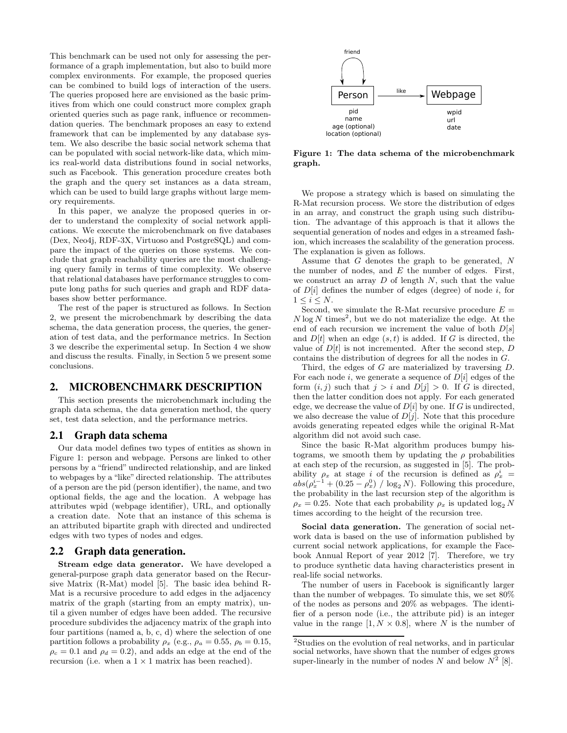This benchmark can be used not only for assessing the performance of a graph implementation, but also to build more complex environments. For example, the proposed queries can be combined to build logs of interaction of the users. The queries proposed here are envisioned as the basic primitives from which one could construct more complex graph oriented queries such as page rank, influence or recommendation queries. The benchmark proposes an easy to extend framework that can be implemented by any database system. We also describe the basic social network schema that can be populated with social network-like data, which mimics real-world data distributions found in social networks, such as Facebook. This generation procedure creates both the graph and the query set instances as a data stream, which can be used to build large graphs without large memory requirements.

In this paper, we analyze the proposed queries in order to understand the complexity of social network applications. We execute the microbenchmark on five databases (Dex, Neo4j, RDF-3X, Virtuoso and PostgreSQL) and compare the impact of the queries on those systems. We conclude that graph reachability queries are the most challenging query family in terms of time complexity. We observe that relational databases have performance struggles to compute long paths for such queries and graph and RDF databases show better performance.

The rest of the paper is structured as follows. In Section 2, we present the microbenchmark by describing the data schema, the data generation process, the queries, the generation of test data, and the performance metrics. In Section 3 we describe the experimental setup. In Section 4 we show and discuss the results. Finally, in Section 5 we present some conclusions.

## 2. MICROBENCHMARK DESCRIPTION

This section presents the microbenchmark including the graph data schema, the data generation method, the query set, test data selection, and the performance metrics.

### 2.1 Graph data schema

Our data model defines two types of entities as shown in Figure 1: person and webpage. Persons are linked to other persons by a "friend" undirected relationship, and are linked to webpages by a "like" directed relationship. The attributes of a person are the pid (person identifier), the name, and two optional fields, the age and the location. A webpage has attributes wpid (webpage identifier), URL, and optionally a creation date. Note that an instance of this schema is an attributed bipartite graph with directed and undirected edges with two types of nodes and edges.

### 2.2 Graph data generation.

**Stream edge graph data generator.** We have developed a general-purpose graph data generator based on the Recursive Matrix (R-Mat) model [5]. The basic idea behind R-Mat is a recursive procedure to add edges in the adjacency matrix of the graph (starting from an empty matrix), until a given number of edges have been added. The recursive procedure subdivides the adjacency matrix of the graph into four partitions (named a, b, c, d) where the selection of one partition follows a probability $\rho_x$ (e.g., $\rho_a = 0.55$, $\rho_b = 0.15$, $\rho_c = 0.1$ and $\rho_d = 0.2$), and adds an edge at the end of the recursion (i.e. when a $1 \times 1$ matrix has been reached).

friend

Person —like→ Webpage

pid
name
age (optional)
location (optional)

wpid
url
date

**Figure 1: The data schema of the microbenchmark graph.**

We propose a strategy which is based on simulating the R-Mat recursion process. We store the distribution of edges in an array, and construct the graph using such distribution. The advantage of this approach is that it allows the sequential generation of nodes and edges in a streamed fashion, which increases the scalability of the generation process. The explanation is given as follows.

Assume that $G$ denotes the graph to be generated, $N$ the number of nodes, and $E$ the number of edges. First, we construct an array $D$ of length $N$, such that the value of $D[i]$ defines the number of edges (degree) of node $i$, for $1 \leq i \leq N$.

Second, we simulate the R-Mat recursive procedure $E = N \log N$ times[2], but we do not materialize the edge. At the end of each recursion we increment the value of both $D[s]$ and $D[t]$ when an edge $(s, t)$ is added. If $G$ is directed, the value of $D[t]$ is not incremented. After the second step, $D$ contains the distribution of degrees for all the nodes in $G$.

Third, the edges of $G$ are materialized by traversing $D$. For each node $i$, we generate a sequence of $D[i]$ edges of the form $(i, j)$ such that $j > i$ and $D[j] > 0$. If $G$ is directed, then the latter condition does not apply. For each generated edge, we decrease the value of $D[i]$ by one. If $G$ is undirected, we also decrease the value of $D[j]$. Note that this procedure avoids generating repeated edges while the original R-Mat algorithm did not avoid such case.

Since the basic R-Mat algorithm produces bumpy histograms, we smooth them by updating the $\rho$ probabilities at each step of the recursion, as suggested in [5]. The probability $\rho_x$ at stage $i$ of the recursion is defined as $\rho_x^i = abs(\rho_x^{i-1} + (0.25 - \rho_x^0) \ / \ \log_2 N)$. Following this procedure, the probability in the last recursion step of the algorithm is $\rho_x = 0.25$. Note that each probability $\rho_x$ is updated $\log_2 N$ times according to the height of the recursion tree.

**Social data generation.** The generation of social network data is based on the use of information published by current social network applications, for example the Facebook Annual Report of year 2012 [7]. Therefore, we try to produce synthetic data having characteristics present in real-life social networks.

The number of users in Facebook is significantly larger than the number of webpages. To simulate this, we set 80% of the nodes as persons and 20% as webpages. The identifier of a person node (i.e., the attribute pid) is an integer value in the range $[1, N \times 0.8]$, where $N$ is the number of

[2] Studies on the evolution of real networks, and in particular social networks, have shown that the number of edges grows super-linearly in the number of nodes $N$ and below $N^2$ [8].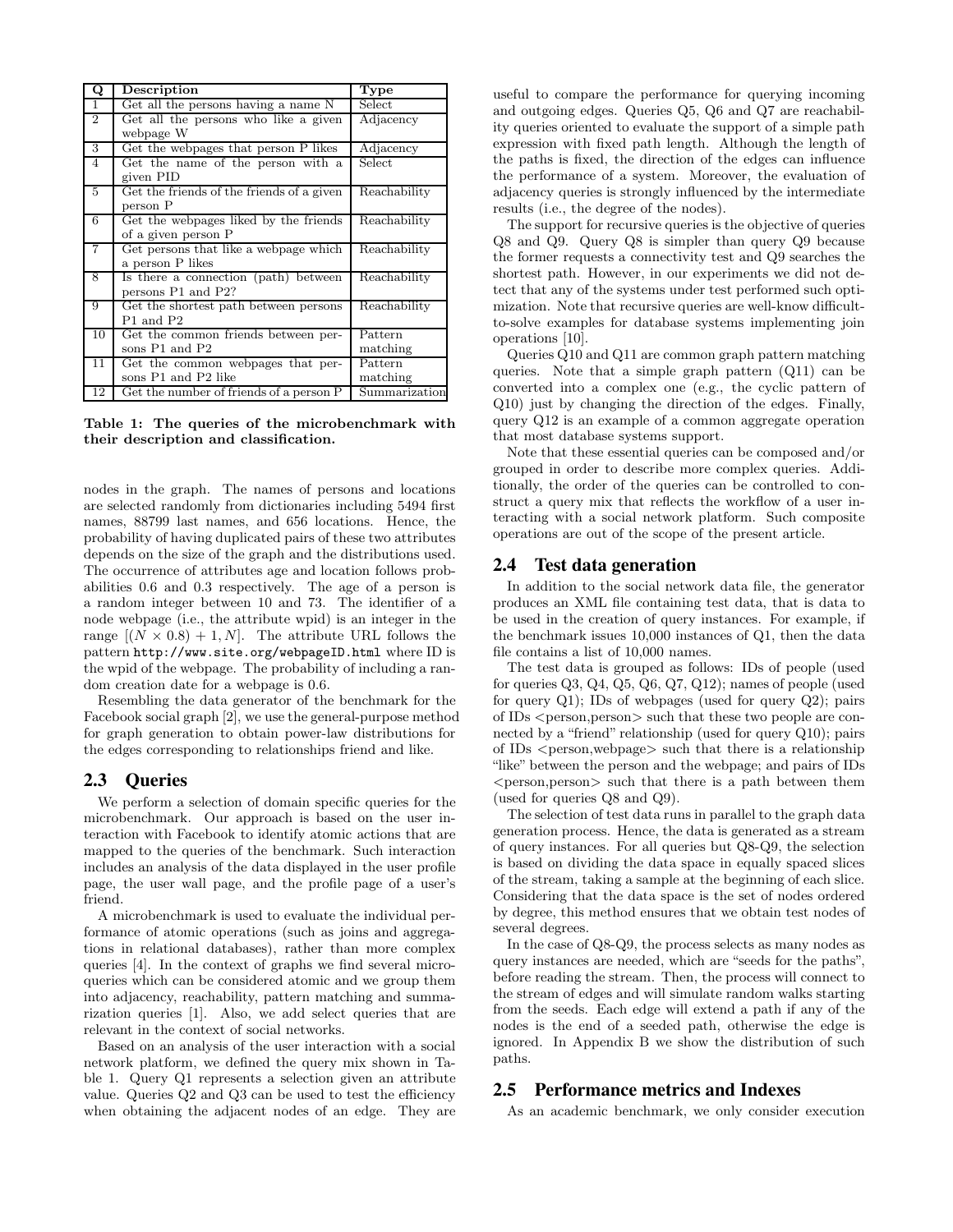| Q | Description | Type |
|---|---|---|
| 1 | Get all the persons having a name N | Select |
| 2 | Get all the persons who like a given webpage W | Adjacency |
| 3 | Get the webpages that person P likes | Adjacency |
| 4 | Get the name of the person with a given PID | Select |
| 5 | Get the friends of the friends of a given person P | Reachability |
| 6 | Get the webpages liked by the friends of a given person P | Reachability |
| 7 | Get persons that like a webpage which a person P likes | Reachability |
| 8 | Is there a connection (path) between persons P1 and P2? | Reachability |
| 9 | Get the shortest path between persons P1 and P2 | Reachability |
| 10 | Get the common friends between persons P1 and P2 | Pattern matching |
| 11 | Get the common webpages that persons P1 and P2 like | Pattern matching |
| 12 | Get the number of friends of a person P | Summarization |

**Table 1: The queries of the microbenchmark with their description and classification.**

nodes in the graph. The names of persons and locations are selected randomly from dictionaries including 5494 first names, 88799 last names, and 656 locations. Hence, the probability of having duplicated pairs of these two attributes depends on the size of the graph and the distributions used. The occurrence of attributes age and location follows probabilities 0.6 and 0.3 respectively. The age of a person is a random integer between 10 and 73. The identifier of a node webpage (i.e., the attribute wpid) is an integer in the range $[(N \times 0.8) + 1, N]$. The attribute URL follows the pattern `http://www.site.org/webpageID.html` where ID is the wpid of the webpage. The probability of including a random creation date for a webpage is 0.6.

Resembling the data generator of the benchmark for the Facebook social graph [2], we use the general-purpose method for graph generation to obtain power-law distributions for the edges corresponding to relationships friend and like.

## 2.3 Queries

We perform a selection of domain specific queries for the microbenchmark. Our approach is based on the user interaction with Facebook to identify atomic actions that are mapped to the queries of the benchmark. Such interaction includes an analysis of the data displayed in the user profile page, the user wall page, and the profile page of a user's friend.

A microbenchmark is used to evaluate the individual performance of atomic operations (such as joins and aggregations in relational databases), rather than more complex queries [4]. In the context of graphs we find several microqueries which can be considered atomic and we group them into adjacency, reachability, pattern matching and summarization queries [1]. Also, we add select queries that are relevant in the context of social networks.

Based on an analysis of the user interaction with a social network platform, we defined the query mix shown in Table 1. Query Q1 represents a selection given an attribute value. Queries Q2 and Q3 can be used to test the efficiency when obtaining the adjacent nodes of an edge. They are useful to compare the performance for querying incoming and outgoing edges. Queries Q5, Q6 and Q7 are reachability queries oriented to evaluate the support of a simple path expression with fixed path length. Although the length of the paths is fixed, the direction of the edges can influence the performance of a system. Moreover, the evaluation of adjacency queries is strongly influenced by the intermediate results (i.e., the degree of the nodes).

The support for recursive queries is the objective of queries Q8 and Q9. Query Q8 is simpler than query Q9 because the former requests a connectivity test and Q9 searches the shortest path. However, in our experiments we did not detect that any of the systems under test performed such optimization. Note that recursive queries are well-know difficult-to-solve examples for database systems implementing join operations [10].

Queries Q10 and Q11 are common graph pattern matching queries. Note that a simple graph pattern (Q11) can be converted into a complex one (e.g., the cyclic pattern of Q10) just by changing the direction of the edges. Finally, query Q12 is an example of a common aggregate operation that most database systems support.

Note that these essential queries can be composed and/or grouped in order to describe more complex queries. Additionally, the order of the queries can be controlled to construct a query mix that reflects the workflow of a user interacting with a social network platform. Such composite operations are out of the scope of the present article.

## 2.4 Test data generation

In addition to the social network data file, the generator produces an XML file containing test data, that is data to be used in the creation of query instances. For example, if the benchmark issues 10,000 instances of Q1, then the data file contains a list of 10,000 names.

The test data is grouped as follows: IDs of people (used for queries Q3, Q4, Q5, Q6, Q7, Q12); names of people (used for query Q1); IDs of webpages (used for query Q2); pairs of IDs <person,person> such that these two people are connected by a "friend" relationship (used for query Q10); pairs of IDs <person,webpage> such that there is a relationship "like" between the person and the webpage; and pairs of IDs <person,person> such that there is a path between them (used for queries Q8 and Q9).

The selection of test data runs in parallel to the graph data generation process. Hence, the data is generated as a stream of query instances. For all queries but Q8-Q9, the selection is based on dividing the data space in equally spaced slices of the stream, taking a sample at the beginning of each slice. Considering that the data space is the set of nodes ordered by degree, this method ensures that we obtain test nodes of several degrees.

In the case of Q8-Q9, the process selects as many nodes as query instances are needed, which are "seeds for the paths", before reading the stream. Then, the process will connect to the stream of edges and will simulate random walks starting from the seeds. Each edge will extend a path if any of the nodes is the end of a seeded path, otherwise the edge is ignored. In Appendix B we show the distribution of such paths.

## 2.5 Performance metrics and Indexes

As an academic benchmark, we only consider execution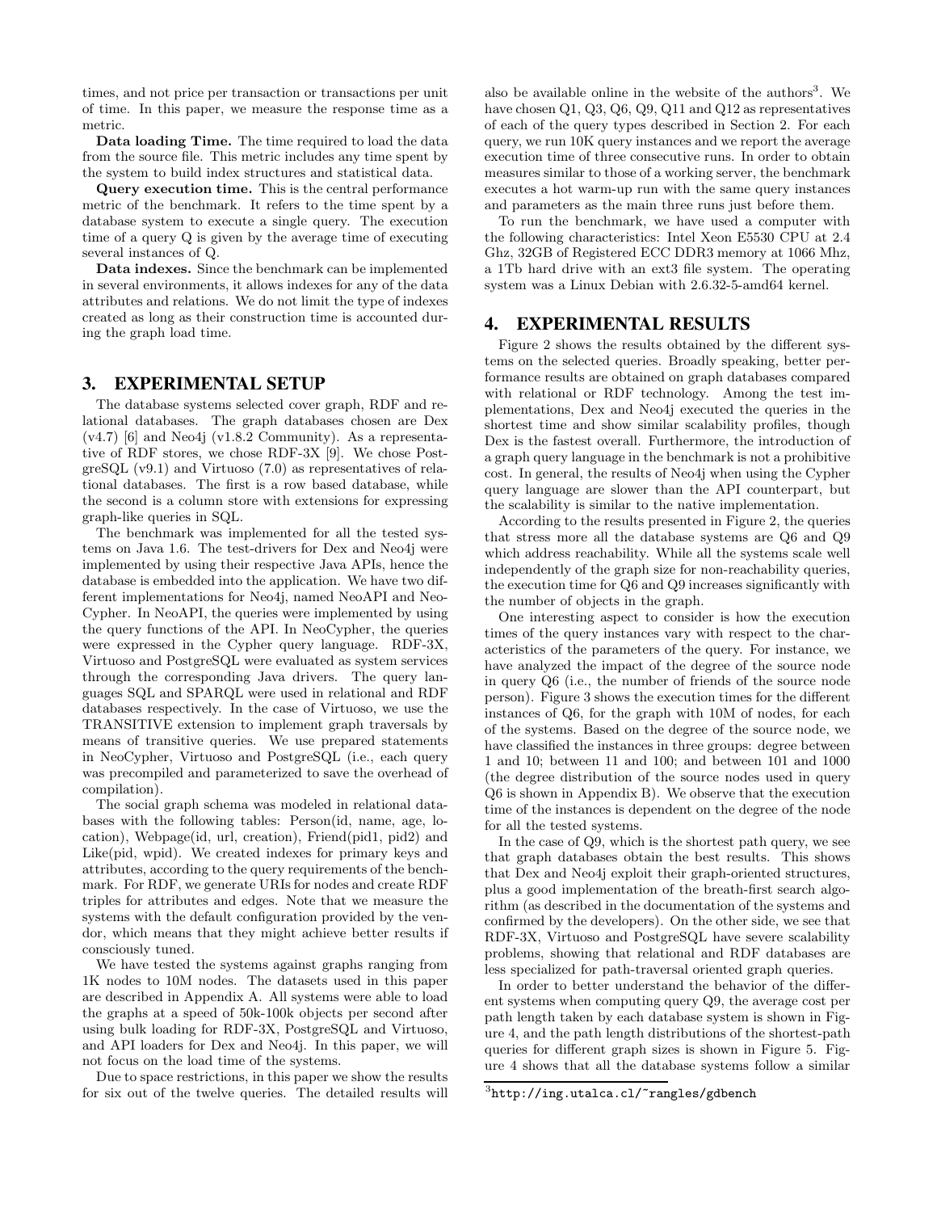times, and not price per transaction or transactions per unit of time. In this paper, we measure the response time as a metric.

**Data loading Time.** The time required to load the data from the source file. This metric includes any time spent by the system to build index structures and statistical data.

**Query execution time.** This is the central performance metric of the benchmark. It refers to the time spent by a database system to execute a single query. The execution time of a query Q is given by the average time of executing several instances of Q.

**Data indexes.** Since the benchmark can be implemented in several environments, it allows indexes for any of the data attributes and relations. We do not limit the type of indexes created as long as their construction time is accounted during the graph load time.

## 3. EXPERIMENTAL SETUP

The database systems selected cover graph, RDF and relational databases. The graph databases chosen are Dex (v4.7) [6] and Neo4j (v1.8.2 Community). As a representative of RDF stores, we chose RDF-3X [9]. We chose PostgreSQL (v9.1) and Virtuoso (7.0) as representatives of relational databases. The first is a row based database, while the second is a column store with extensions for expressing graph-like queries in SQL.

The benchmark was implemented for all the tested systems on Java 1.6. The test-drivers for Dex and Neo4j were implemented by using their respective Java APIs, hence the database is embedded into the application. We have two different implementations for Neo4j, named NeoAPI and NeoCypher. In NeoAPI, the queries were implemented by using the query functions of the API. In NeoCypher, the queries were expressed in the Cypher query language. RDF-3X, Virtuoso and PostgreSQL were evaluated as system services through the corresponding Java drivers. The query languages SQL and SPARQL were used in relational and RDF databases respectively. In the case of Virtuoso, we use the TRANSITIVE extension to implement graph traversals by means of transitive queries. We use prepared statements in NeoCypher, Virtuoso and PostgreSQL (i.e., each query was precompiled and parameterized to save the overhead of compilation).

The social graph schema was modeled in relational databases with the following tables: Person(id, name, age, location), Webpage(id, url, creation), Friend(pid1, pid2) and Like(pid, wpid). We created indexes for primary keys and attributes, according to the query requirements of the benchmark. For RDF, we generate URIs for nodes and create RDF triples for attributes and edges. Note that we measure the systems with the default configuration provided by the vendor, which means that they might achieve better results if consciously tuned.

We have tested the systems against graphs ranging from 1K nodes to 10M nodes. The datasets used in this paper are described in Appendix A. All systems were able to load the graphs at a speed of 50k-100k objects per second after using bulk loading for RDF-3X, PostgreSQL and Virtuoso, and API loaders for Dex and Neo4j. In this paper, we will not focus on the load time of the systems.

Due to space restrictions, in this paper we show the results for six out of the twelve queries. The detailed results will also be available online in the website of the authors[3]. We have chosen Q1, Q3, Q6, Q9, Q11 and Q12 as representatives of each of the query types described in Section 2. For each query, we run 10K query instances and we report the average execution time of three consecutive runs. In order to obtain measures similar to those of a working server, the benchmark executes a hot warm-up run with the same query instances and parameters as the main three runs just before them.

To run the benchmark, we have used a computer with the following characteristics: Intel Xeon E5530 CPU at 2.4 Ghz, 32GB of Registered ECC DDR3 memory at 1066 Mhz, a 1Tb hard drive with an ext3 file system. The operating system was a Linux Debian with 2.6.32-5-amd64 kernel.

## 4. EXPERIMENTAL RESULTS

Figure 2 shows the results obtained by the different systems on the selected queries. Broadly speaking, better performance results are obtained on graph databases compared with relational or RDF technology. Among the test implementations, Dex and Neo4j executed the queries in the shortest time and show similar scalability profiles, though Dex is the fastest overall. Furthermore, the introduction of a graph query language in the benchmark is not a prohibitive cost. In general, the results of Neo4j when using the Cypher query language are slower than the API counterpart, but the scalability is similar to the native implementation.

According to the results presented in Figure 2, the queries that stress more all the database systems are Q6 and Q9 which address reachability. While all the systems scale well independently of the graph size for non-reachability queries, the execution time for Q6 and Q9 increases significantly with the number of objects in the graph.

One interesting aspect to consider is how the execution times of the query instances vary with respect to the characteristics of the parameters of the query. For instance, we have analyzed the impact of the degree of the source node in query Q6 (i.e., the number of friends of the source node person). Figure 3 shows the execution times for the different instances of Q6, for the graph with 10M of nodes, for each of the systems. Based on the degree of the source node, we have classified the instances in three groups: degree between 1 and 10; between 11 and 100; and between 101 and 1000 (the degree distribution of the source nodes used in query Q6 is shown in Appendix B). We observe that the execution time of the instances is dependent on the degree of the node for all the tested systems.

In the case of Q9, which is the shortest path query, we see that graph databases obtain the best results. This shows that Dex and Neo4j exploit their graph-oriented structures, plus a good implementation of the breath-first search algorithm (as described in the documentation of the systems and confirmed by the developers). On the other side, we see that RDF-3X, Virtuoso and PostgreSQL have severe scalability problems, showing that relational and RDF databases are less specialized for path-traversal oriented graph queries.

In order to better understand the behavior of the different systems when computing query Q9, the average cost per path length taken by each database system is shown in Figure 4, and the path length distributions of the shortest-path queries for different graph sizes is shown in Figure 5. Figure 4 shows that all the database systems follow a similar

[3]http://ing.utalca.cl/~rangles/gdbench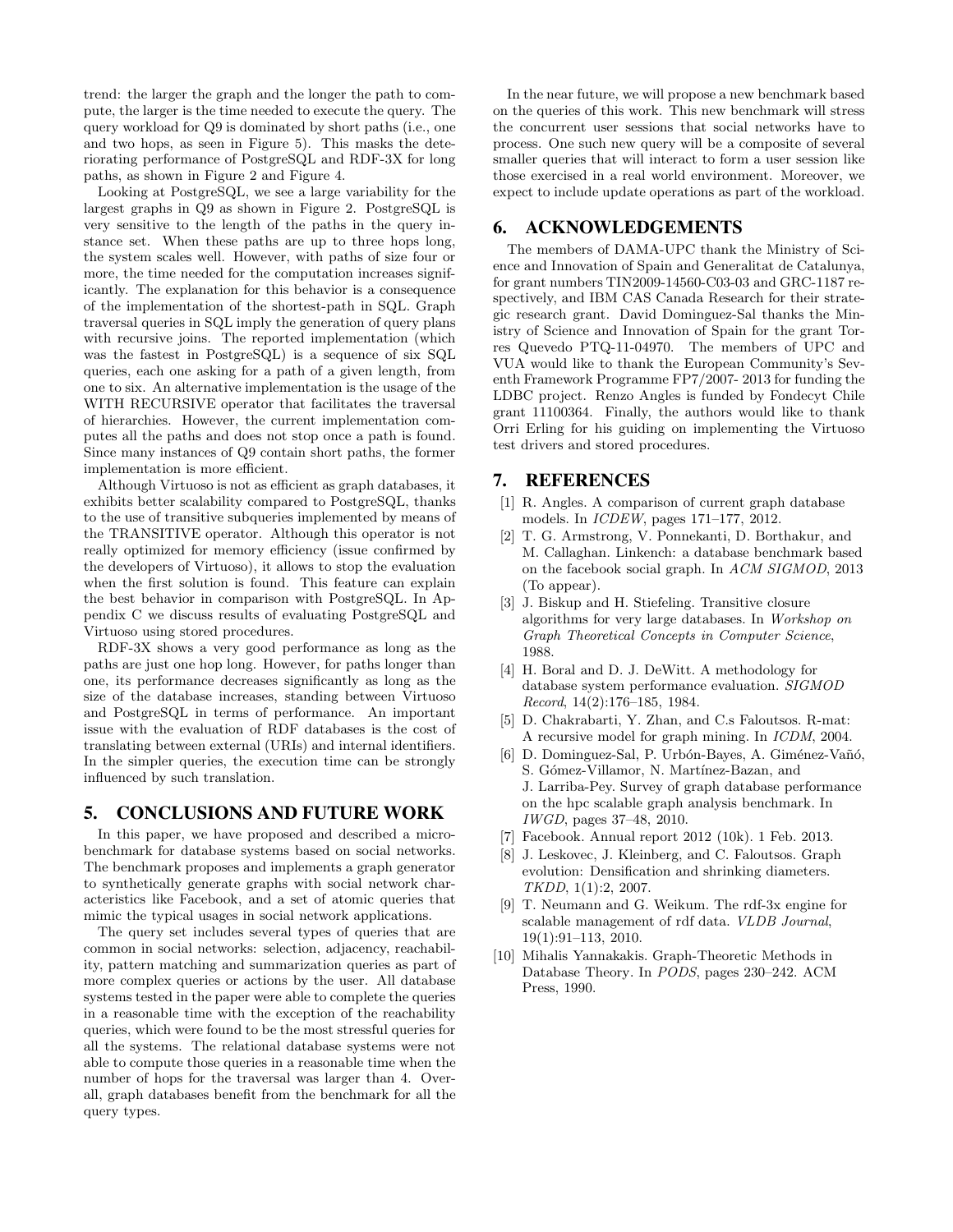trend: the larger the graph and the longer the path to compute, the larger is the time needed to execute the query. The query workload for Q9 is dominated by short paths (i.e., one and two hops, as seen in Figure 5). This masks the deteriorating performance of PostgreSQL and RDF-3X for long paths, as shown in Figure 2 and Figure 4.

Looking at PostgreSQL, we see a large variability for the largest graphs in Q9 as shown in Figure 2. PostgreSQL is very sensitive to the length of the paths in the query instance set. When these paths are up to three hops long, the system scales well. However, with paths of size four or more, the time needed for the computation increases significantly. The explanation for this behavior is a consequence of the implementation of the shortest-path in SQL. Graph traversal queries in SQL imply the generation of query plans with recursive joins. The reported implementation (which was the fastest in PostgreSQL) is a sequence of six SQL queries, each one asking for a path of a given length, from one to six. An alternative implementation is the usage of the WITH RECURSIVE operator that facilitates the traversal of hierarchies. However, the current implementation computes all the paths and does not stop once a path is found. Since many instances of Q9 contain short paths, the former implementation is more efficient.

Although Virtuoso is not as efficient as graph databases, it exhibits better scalability compared to PostgreSQL, thanks to the use of transitive subqueries implemented by means of the TRANSITIVE operator. Although this operator is not really optimized for memory efficiency (issue confirmed by the developers of Virtuoso), it allows to stop the evaluation when the first solution is found. This feature can explain the best behavior in comparison with PostgreSQL. In Appendix C we discuss results of evaluating PostgreSQL and Virtuoso using stored procedures.

RDF-3X shows a very good performance as long as the paths are just one hop long. However, for paths longer than one, its performance decreases significantly as long as the size of the database increases, standing between Virtuoso and PostgreSQL in terms of performance. An important issue with the evaluation of RDF databases is the cost of translating between external (URIs) and internal identifiers. In the simpler queries, the execution time can be strongly influenced by such translation.

## 5. CONCLUSIONS AND FUTURE WORK

In this paper, we have proposed and described a microbenchmark for database systems based on social networks. The benchmark proposes and implements a graph generator to synthetically generate graphs with social network characteristics like Facebook, and a set of atomic queries that mimic the typical usages in social network applications.

The query set includes several types of queries that are common in social networks: selection, adjacency, reachability, pattern matching and summarization queries as part of more complex queries or actions by the user. All database systems tested in the paper were able to complete the queries in a reasonable time with the exception of the reachability queries, which were found to be the most stressful queries for all the systems. The relational database systems were not able to compute those queries in a reasonable time when the number of hops for the traversal was larger than 4. Overall, graph databases benefit from the benchmark for all the query types.

In the near future, we will propose a new benchmark based on the queries of this work. This new benchmark will stress the concurrent user sessions that social networks have to process. One such new query will be a composite of several smaller queries that will interact to form a user session like those exercised in a real world environment. Moreover, we expect to include update operations as part of the workload.

## 6. ACKNOWLEDGEMENTS

The members of DAMA-UPC thank the Ministry of Science and Innovation of Spain and Generalitat de Catalunya, for grant numbers TIN2009-14560-C03-03 and GRC-1187 respectively, and IBM CAS Canada Research for their strategic research grant. David Dominguez-Sal thanks the Ministry of Science and Innovation of Spain for the grant Torres Quevedo PTQ-11-04970. The members of UPC and VUA would like to thank the European Community's Seventh Framework Programme FP7/2007- 2013 for funding the LDBC project. Renzo Angles is funded by Fondecyt Chile grant 11100364. Finally, the authors would like to thank Orri Erling for his guiding on implementing the Virtuoso test drivers and stored procedures.

## 7. REFERENCES

[1] R. Angles. A comparison of current graph database models. In *ICDEW*, pages 171–177, 2012.

[2] T. G. Armstrong, V. Ponnekanti, D. Borthakur, and M. Callaghan. Linkench: a database benchmark based on the facebook social graph. In *ACM SIGMOD*, 2013 (To appear).

[3] J. Biskup and H. Stiefeling. Transitive closure algorithms for very large databases. In *Workshop on Graph Theoretical Concepts in Computer Science*, 1988.

[4] H. Boral and D. J. DeWitt. A methodology for database system performance evaluation. *SIGMOD Record*, 14(2):176–185, 1984.

[5] D. Chakrabarti, Y. Zhan, and C.s Faloutsos. R-mat: A recursive model for graph mining. In *ICDM*, 2004.

[6] D. Dominguez-Sal, P. Urbón-Bayes, A. Giménez-Vañó, S. Gómez-Villamor, N. Martínez-Bazan, and J. Larriba-Pey. Survey of graph database performance on the hpc scalable graph analysis benchmark. In *IWGD*, pages 37–48, 2010.

[7] Facebook. Annual report 2012 (10k). 1 Feb. 2013.

[8] J. Leskovec, J. Kleinberg, and C. Faloutsos. Graph evolution: Densification and shrinking diameters. *TKDD*, 1(1):2, 2007.

[9] T. Neumann and G. Weikum. The rdf-3x engine for scalable management of rdf data. *VLDB Journal*, 19(1):91–113, 2010.

[10] Mihalis Yannakakis. Graph-Theoretic Methods in Database Theory. In *PODS*, pages 230–242. ACM Press, 1990.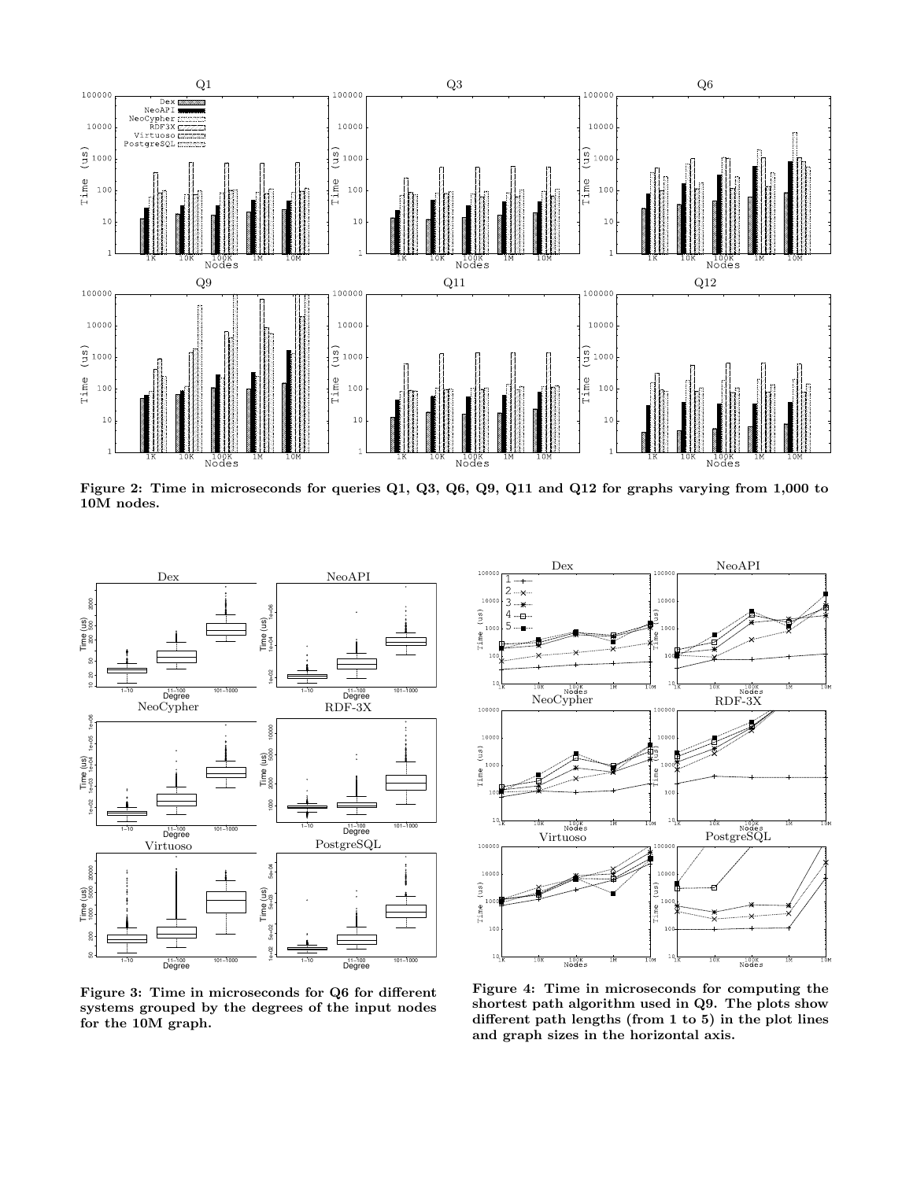**Figure 2: Time in microseconds for queries Q1, Q3, Q6, Q9, Q11 and Q12 for graphs varying from 1,000 to 10M nodes.**

**Figure 3: Time in microseconds for Q6 for different systems grouped by the degrees of the input nodes for the 10M graph.**

**Figure 4: Time in microseconds for computing the shortest path algorithm used in Q9. The plots show different path lengths (from 1 to 5) in the plot lines and graph sizes in the horizontal axis.**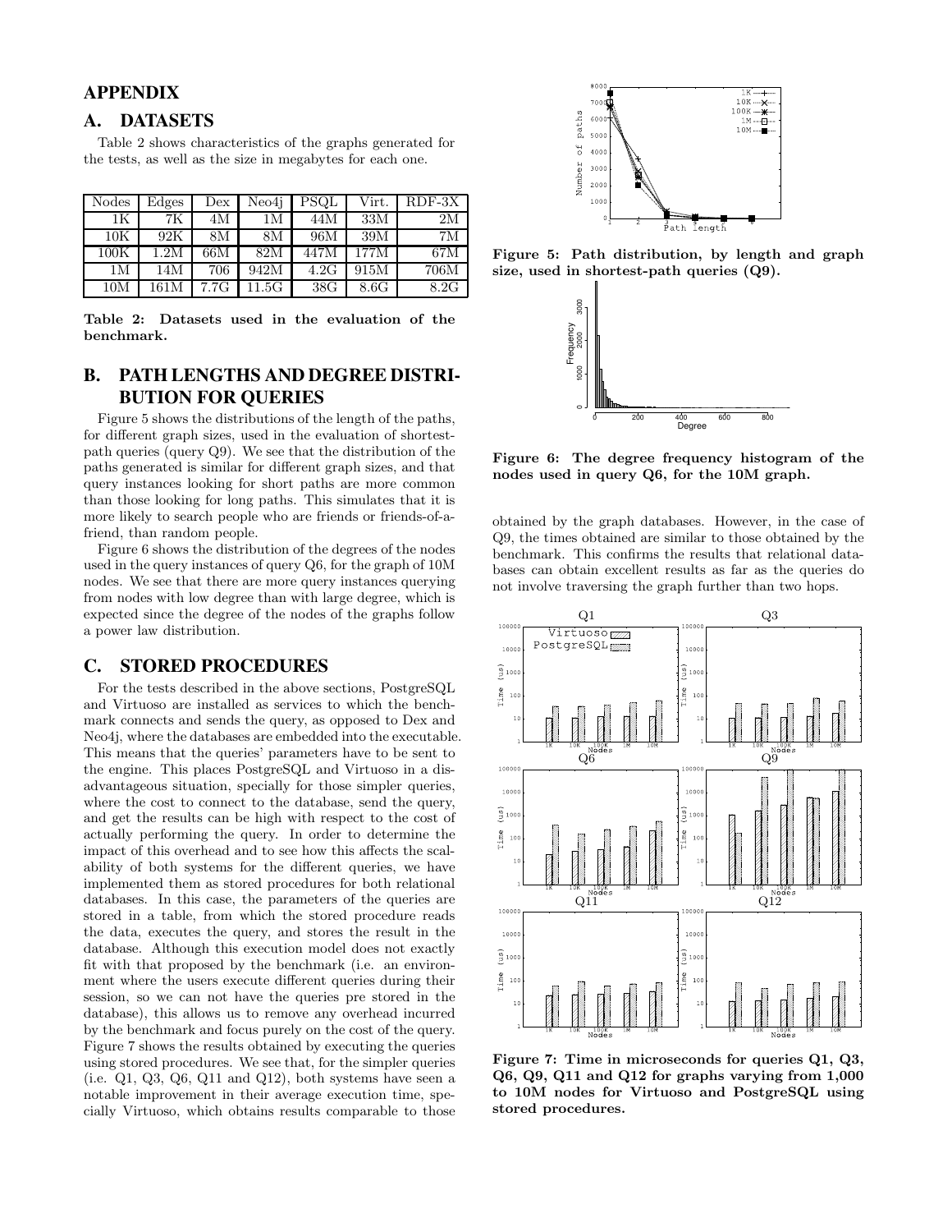## APPENDIX

## A. DATASETS

Table 2 shows characteristics of the graphs generated for the tests, as well as the size in megabytes for each one.

| Nodes | Edges | Dex | Neo4j | PSQL | Virt. | RDF-3X |
|---|---|---|---|---|---|---|
| 1K | 7K | 4M | 1M | 44M | 33M | 2M |
| 10K | 92K | 8M | 8M | 96M | 39M | 7M |
| 100K | 1.2M | 66M | 82M | 447M | 177M | 67M |
| 1M | 14M | 706 | 942M | 4.2G | 915M | 706M |
| 10M | 161M | 7.7G | 11.5G | 38G | 8.6G | 8.2G |

**Table 2: Datasets used in the evaluation of the benchmark.**

## B. PATH LENGTHS AND DEGREE DISTRIBUTION FOR QUERIES

Figure 5 shows the distributions of the length of the paths, for different graph sizes, used in the evaluation of shortest-path queries (query Q9). We see that the distribution of the paths generated is similar for different graph sizes, and that query instances looking for short paths are more common than those looking for long paths. This simulates that it is more likely to search people who are friends or friends-of-a-friend, than random people.

Figure 6 shows the distribution of the degrees of the nodes used in the query instances of query Q6, for the graph of 10M nodes. We see that there are more query instances querying from nodes with low degree than with large degree, which is expected since the degree of the nodes of the graphs follow a power law distribution.

## C. STORED PROCEDURES

For the tests described in the above sections, PostgreSQL and Virtuoso are installed as services to which the benchmark connects and sends the query, as opposed to Dex and Neo4j, where the databases are embedded into the executable. This means that the queries' parameters have to be sent to the engine. This places PostgreSQL and Virtuoso in a disadvantageous situation, specially for those simpler queries, where the cost to connect to the database, send the query, and get the results can be high with respect to the cost of actually performing the query. In order to determine the impact of this overhead and to see how this affects the scalability of both systems for the different queries, we have implemented them as stored procedures for both relational databases. In this case, the parameters of the queries are stored in a table, from which the stored procedure reads the data, executes the query, and stores the result in the database. Although this execution model does not exactly fit with that proposed by the benchmark (i.e. an environment where the users execute different queries during their session, so we can not have the queries pre stored in the database), this allows us to remove any overhead incurred by the benchmark and focus purely on the cost of the query. Figure 7 shows the results obtained by executing the queries using stored procedures. We see that, for the simpler queries (i.e. Q1, Q3, Q6, Q11 and Q12), both systems have seen a notable improvement in their average execution time, specially Virtuoso, which obtains results comparable to those obtained by the graph databases. However, in the case of Q9, the times obtained are similar to those obtained by the benchmark. This confirms the results that relational databases can obtain excellent results as far as the queries do not involve traversing the graph further than two hops.

8000
7000
6000
5000
4000
3000
2000
1000
0
Number of paths
1 2 3 4 5 6
Path length
1K
10K
100K
1M
10M

**Figure 5: Path distribution, by length and graph size, used in shortest-path queries (Q9).**

Frequency
0
1000
2000
3000
0 200 400 600 800
Degree

**Figure 6: The degree frequency histogram of the nodes used in query Q6, for the 10M graph.**

Q1 Q3 Q6 Q9 Q11 Q12
Virtuoso
PostgreSQL
Time (us)
1 10 100 1000 10000 100000
1K 10K 100K 1M 10M
Nodes

**Figure 7: Time in microseconds for queries Q1, Q3, Q6, Q9, Q11 and Q12 for graphs varying from 1,000 to 10M nodes for Virtuoso and PostgreSQL using stored procedures.**